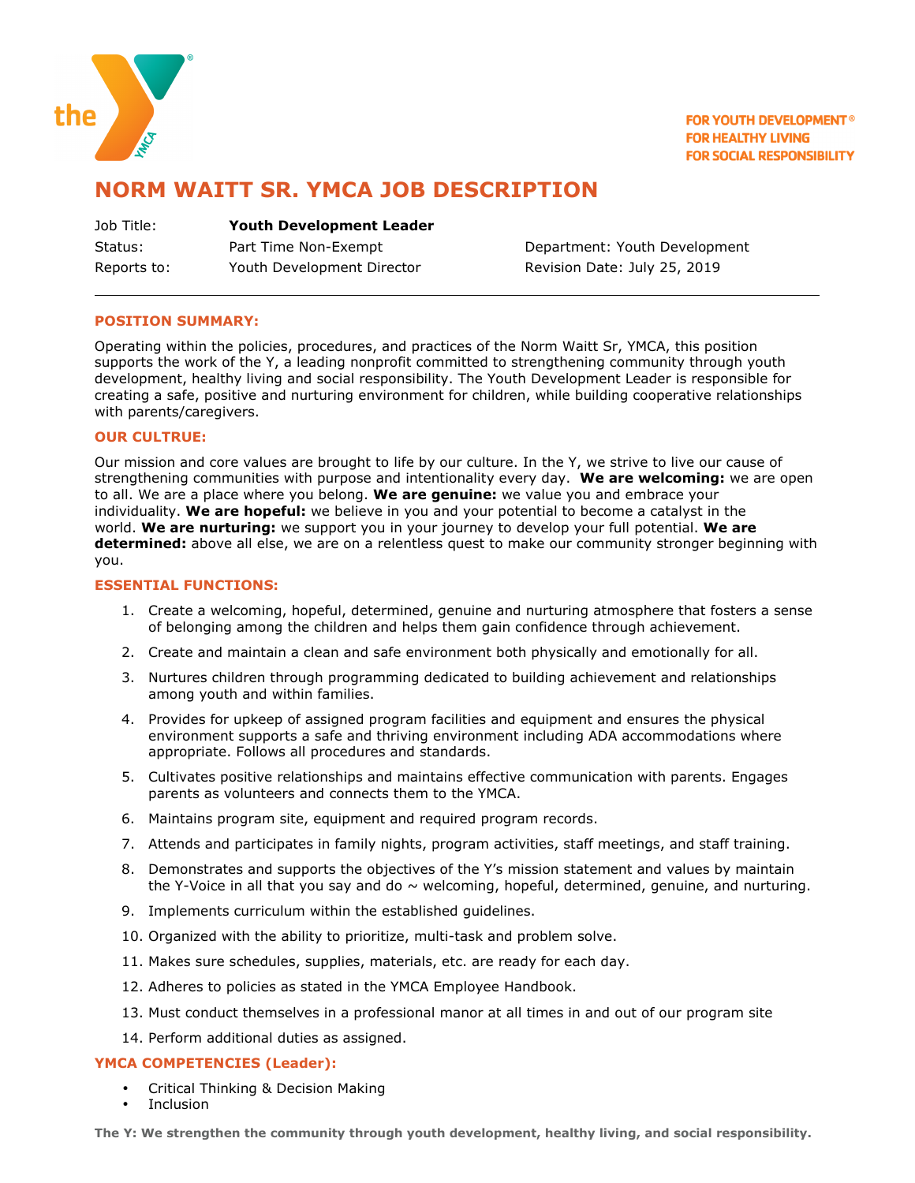FOR YOUTH DEVELOPMENT®
FOR HEALTHY LIVING
FOR SOCIAL RESPONSIBILITY

# NORM WAITT SR. YMCA JOB DESCRIPTION

Job Title: **Youth Development Leader**
Status: Part Time Non-Exempt — Department: Youth Development
Reports to: Youth Development Director — Revision Date: July 25, 2019

---

## POSITION SUMMARY:

Operating within the policies, procedures, and practices of the Norm Waitt Sr, YMCA, this position supports the work of the Y, a leading nonprofit committed to strengthening community through youth development, healthy living and social responsibility. The Youth Development Leader is responsible for creating a safe, positive and nurturing environment for children, while building cooperative relationships with parents/caregivers.

## OUR CULTRUE:

Our mission and core values are brought to life by our culture. In the Y, we strive to live our cause of strengthening communities with purpose and intentionality every day. **We are welcoming:** we are open to all. We are a place where you belong. **We are genuine:** we value you and embrace your individuality. **We are hopeful:** we believe in you and your potential to become a catalyst in the world. **We are nurturing:** we support you in your journey to develop your full potential. **We are determined:** above all else, we are on a relentless quest to make our community stronger beginning with you.

## ESSENTIAL FUNCTIONS:

1. Create a welcoming, hopeful, determined, genuine and nurturing atmosphere that fosters a sense of belonging among the children and helps them gain confidence through achievement.
2. Create and maintain a clean and safe environment both physically and emotionally for all.
3. Nurtures children through programming dedicated to building achievement and relationships among youth and within families.
4. Provides for upkeep of assigned program facilities and equipment and ensures the physical environment supports a safe and thriving environment including ADA accommodations where appropriate. Follows all procedures and standards.
5. Cultivates positive relationships and maintains effective communication with parents. Engages parents as volunteers and connects them to the YMCA.
6. Maintains program site, equipment and required program records.
7. Attends and participates in family nights, program activities, staff meetings, and staff training.
8. Demonstrates and supports the objectives of the Y's mission statement and values by maintain the Y-Voice in all that you say and do ~ welcoming, hopeful, determined, genuine, and nurturing.
9. Implements curriculum within the established guidelines.
10. Organized with the ability to prioritize, multi-task and problem solve.
11. Makes sure schedules, supplies, materials, etc. are ready for each day.
12. Adheres to policies as stated in the YMCA Employee Handbook.
13. Must conduct themselves in a professional manor at all times in and out of our program site
14. Perform additional duties as assigned.

## YMCA COMPETENCIES (Leader):

- Critical Thinking & Decision Making
- Inclusion

**The Y: We strengthen the community through youth development, healthy living, and social responsibility.**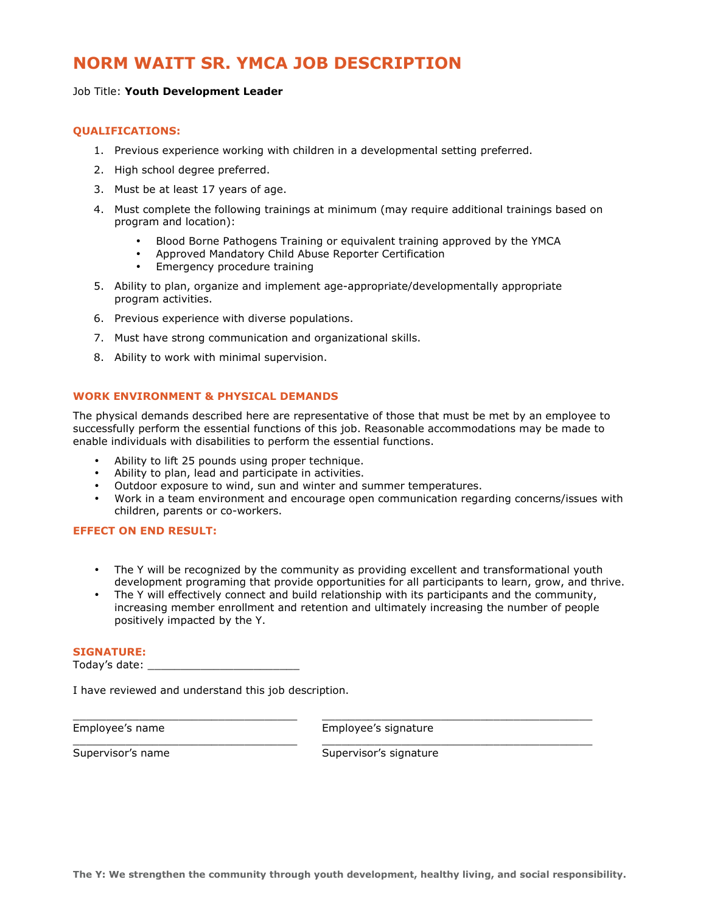# NORM WAITT SR. YMCA JOB DESCRIPTION

Job Title: **Youth Development Leader**

## QUALIFICATIONS:

1. Previous experience working with children in a developmental setting preferred.
2. High school degree preferred.
3. Must be at least 17 years of age.
4. Must complete the following trainings at minimum (may require additional trainings based on program and location):
   - Blood Borne Pathogens Training or equivalent training approved by the YMCA
   - Approved Mandatory Child Abuse Reporter Certification
   - Emergency procedure training
5. Ability to plan, organize and implement age-appropriate/developmentally appropriate program activities.
6. Previous experience with diverse populations.
7. Must have strong communication and organizational skills.
8. Ability to work with minimal supervision.

## WORK ENVIRONMENT & PHYSICAL DEMANDS

The physical demands described here are representative of those that must be met by an employee to successfully perform the essential functions of this job. Reasonable accommodations may be made to enable individuals with disabilities to perform the essential functions.

- Ability to lift 25 pounds using proper technique.
- Ability to plan, lead and participate in activities.
- Outdoor exposure to wind, sun and winter and summer temperatures.
- Work in a team environment and encourage open communication regarding concerns/issues with children, parents or co-workers.

## EFFECT ON END RESULT:

- The Y will be recognized by the community as providing excellent and transformational youth development programing that provide opportunities for all participants to learn, grow, and thrive.
- The Y will effectively connect and build relationship with its participants and the community, increasing member enrollment and retention and ultimately increasing the number of people positively impacted by the Y.

## SIGNATURE:

Today's date: ______________________

I have reviewed and understand this job description.

_________________________________ Employee's name

_________________________________ Employee's signature

_________________________________ Supervisor's name

_________________________________ Supervisor's signature

**The Y: We strengthen the community through youth development, healthy living, and social responsibility.**